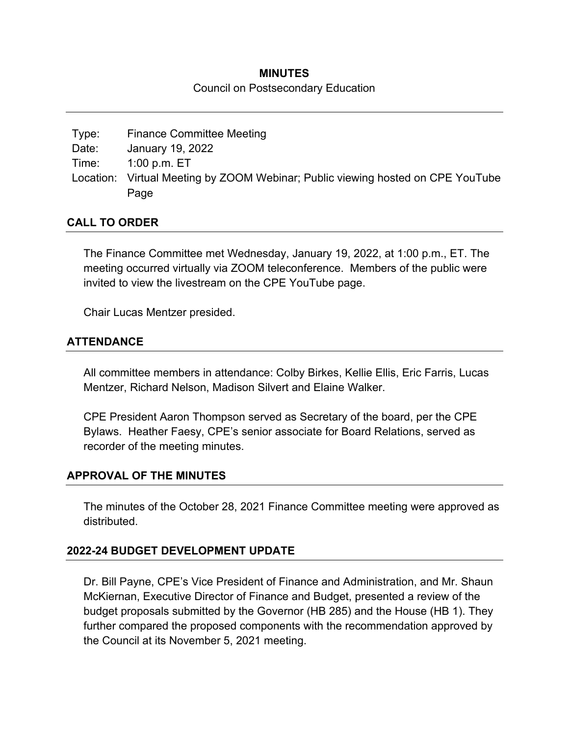# MINUTES

Council on Postsecondary Education

| | |
|---|---|
| Type: | Finance Committee Meeting |
| Date: | January 19, 2022 |
| Time: | 1:00 p.m. ET |
| Location: | Virtual Meeting by ZOOM Webinar; Public viewing hosted on CPE YouTube Page |

## CALL TO ORDER

The Finance Committee met Wednesday, January 19, 2022, at 1:00 p.m., ET. The meeting occurred virtually via ZOOM teleconference. Members of the public were invited to view the livestream on the CPE YouTube page.

Chair Lucas Mentzer presided.

## ATTENDANCE

All committee members in attendance: Colby Birkes, Kellie Ellis, Eric Farris, Lucas Mentzer, Richard Nelson, Madison Silvert and Elaine Walker.

CPE President Aaron Thompson served as Secretary of the board, per the CPE Bylaws. Heather Faesy, CPE's senior associate for Board Relations, served as recorder of the meeting minutes.

## APPROVAL OF THE MINUTES

The minutes of the October 28, 2021 Finance Committee meeting were approved as distributed.

## 2022-24 BUDGET DEVELOPMENT UPDATE

Dr. Bill Payne, CPE's Vice President of Finance and Administration, and Mr. Shaun McKiernan, Executive Director of Finance and Budget, presented a review of the budget proposals submitted by the Governor (HB 285) and the House (HB 1). They further compared the proposed components with the recommendation approved by the Council at its November 5, 2021 meeting.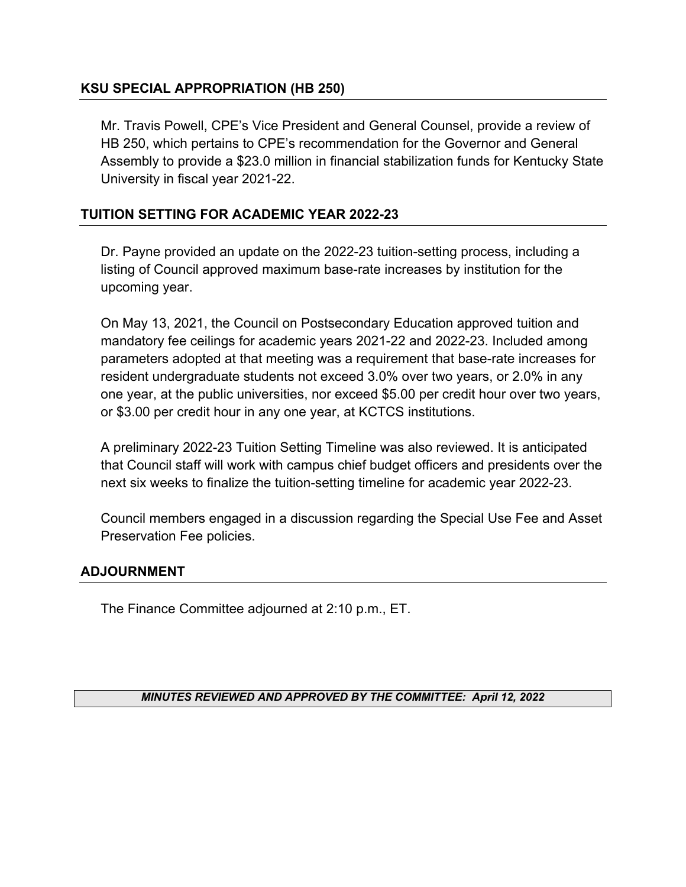## KSU SPECIAL APPROPRIATION (HB 250)

Mr. Travis Powell, CPE's Vice President and General Counsel, provide a review of HB 250, which pertains to CPE's recommendation for the Governor and General Assembly to provide a $23.0 million in financial stabilization funds for Kentucky State University in fiscal year 2021-22.

## TUITION SETTING FOR ACADEMIC YEAR 2022-23

Dr. Payne provided an update on the 2022-23 tuition-setting process, including a listing of Council approved maximum base-rate increases by institution for the upcoming year.

On May 13, 2021, the Council on Postsecondary Education approved tuition and mandatory fee ceilings for academic years 2021-22 and 2022-23. Included among parameters adopted at that meeting was a requirement that base-rate increases for resident undergraduate students not exceed 3.0% over two years, or 2.0% in any one year, at the public universities, nor exceed $5.00 per credit hour over two years, or $3.00 per credit hour in any one year, at KCTCS institutions.

A preliminary 2022-23 Tuition Setting Timeline was also reviewed. It is anticipated that Council staff will work with campus chief budget officers and presidents over the next six weeks to finalize the tuition-setting timeline for academic year 2022-23.

Council members engaged in a discussion regarding the Special Use Fee and Asset Preservation Fee policies.

## ADJOURNMENT

The Finance Committee adjourned at 2:10 p.m., ET.

***MINUTES REVIEWED AND APPROVED BY THE COMMITTEE: April 12, 2022***